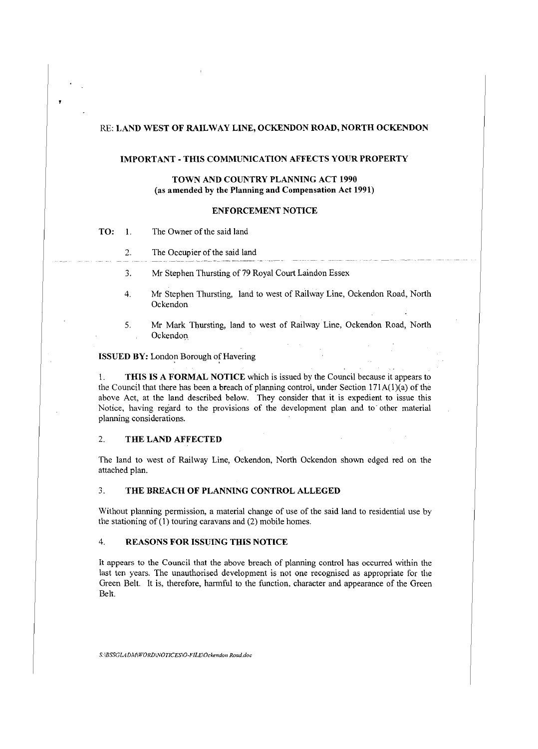RE: **LAND WEST OF RAILWAY LINE, OCKENDON ROAD, NORTH OCKENDON**

**IMPORTANT - THIS COMMUNICATION AFFECTS YOUR PROPERTY**

**TOWN AND COUNTRY PLANNING ACT 1990**
**(as amended by the Planning and Compensation Act 1991)**

**ENFORCEMENT NOTICE**

**TO:**
1. The Owner of the said land
2. The Occupier of the said land
3. Mr Stephen Thursting of 79 Royal Court Laindon Essex
4. Mr Stephen Thursting, land to west of Railway Line, Ockendon Road, North Ockendon
5. Mr Mark Thursting, land to west of Railway Line, Ockendon Road, North Ockendon

**ISSUED BY:** London Borough of Havering

1. **THIS IS A FORMAL NOTICE** which is issued by the Council because it appears to the Council that there has been a breach of planning control, under Section 171A(1)(a) of the above Act, at the land described below. They consider that it is expedient to issue this Notice, having regard to the provisions of the development plan and to other material planning considerations.

## 2. THE LAND AFFECTED

The land to west of Railway Line, Ockendon, North Ockendon shown edged red on the attached plan.

## 3. THE BREACH OF PLANNING CONTROL ALLEGED

Without planning permission, a material change of use of the said land to residential use by the stationing of (1) touring caravans and (2) mobile homes.

## 4. REASONS FOR ISSUING THIS NOTICE

It appears to the Council that the above breach of planning control has occurred within the last ten years. The unauthorised development is not one recognised as appropriate for the Green Belt. It is, therefore, harmful to the function, character and appearance of the Green Belt.

*S:\BSSGLADM\WORD\NOTICES\O-FILE\Ockendon Road.doc*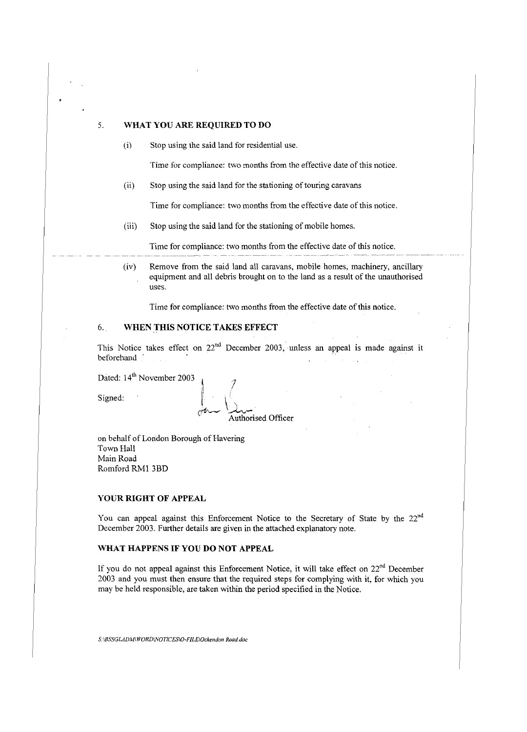## 5. WHAT YOU ARE REQUIRED TO DO

(i) Stop using the said land for residential use.

Time for compliance: two months from the effective date of this notice.

(ii) Stop using the said land for the stationing of touring caravans

Time for compliance: two months from the effective date of this notice.

(iii) Stop using the said land for the stationing of mobile homes.

Time for compliance: two months from the effective date of this notice.

(iv) Remove from the said land all caravans, mobile homes, machinery, ancillary equipment and all debris brought on to the land as a result of the unauthorised uses.

Time for compliance: two months from the effective date of this notice.

## 6. WHEN THIS NOTICE TAKES EFFECT

This Notice takes effect on 22nd December 2003, unless an appeal is made against it beforehand

Dated: 14th November 2003

Signed:

Authorised Officer

on behalf of London Borough of Havering
Town Hall
Main Road
Romford RM1 3BD

### YOUR RIGHT OF APPEAL

You can appeal against this Enforcement Notice to the Secretary of State by the 22nd December 2003. Further details are given in the attached explanatory note.

### WHAT HAPPENS IF YOU DO NOT APPEAL

If you do not appeal against this Enforcement Notice, it will take effect on 22nd December 2003 and you must then ensure that the required steps for complying with it, for which you may be held responsible, are taken within the period specified in the Notice.

*S:\BSSGLADM\WORD\NOTICES\O-FILE\Ockendon Road.doc*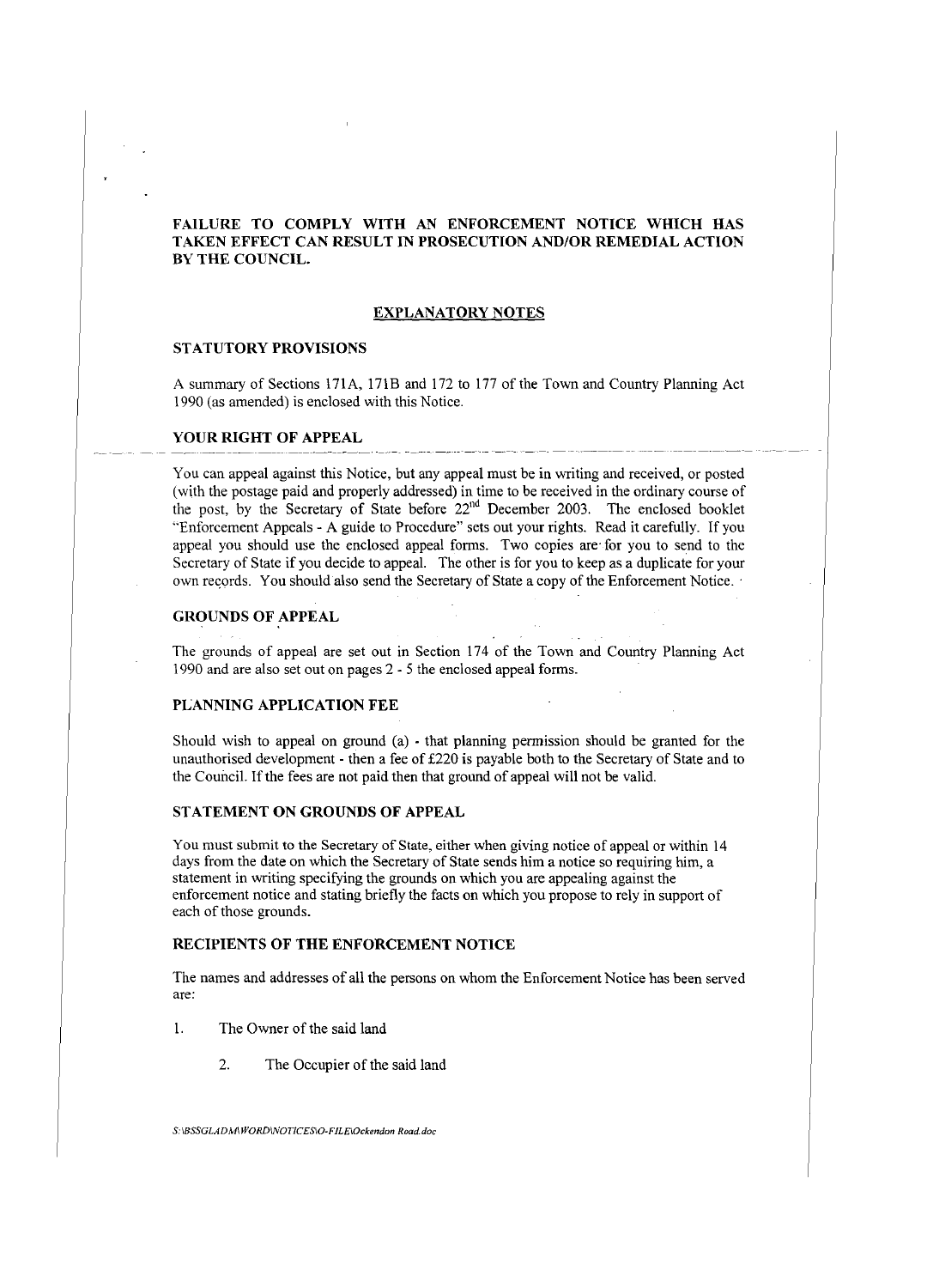**FAILURE TO COMPLY WITH AN ENFORCEMENT NOTICE WHICH HAS TAKEN EFFECT CAN RESULT IN PROSECUTION AND/OR REMEDIAL ACTION BY THE COUNCIL.**

## EXPLANATORY NOTES

### STATUTORY PROVISIONS

A summary of Sections 171A, 171B and 172 to 177 of the Town and Country Planning Act 1990 (as amended) is enclosed with this Notice.

### YOUR RIGHT OF APPEAL

You can appeal against this Notice, but any appeal must be in writing and received, or posted (with the postage paid and properly addressed) in time to be received in the ordinary course of the post, by the Secretary of State before 22nd December 2003. The enclosed booklet "Enforcement Appeals - A guide to Procedure" sets out your rights. Read it carefully. If you appeal you should use the enclosed appeal forms. Two copies are for you to send to the Secretary of State if you decide to appeal. The other is for you to keep as a duplicate for your own records. You should also send the Secretary of State a copy of the Enforcement Notice.

### GROUNDS OF APPEAL

The grounds of appeal are set out in Section 174 of the Town and Country Planning Act 1990 and are also set out on pages 2 - 5 the enclosed appeal forms.

### PLANNING APPLICATION FEE

Should wish to appeal on ground (a) - that planning permission should be granted for the unauthorised development - then a fee of £220 is payable both to the Secretary of State and to the Council. If the fees are not paid then that ground of appeal will not be valid.

### STATEMENT ON GROUNDS OF APPEAL

You must submit to the Secretary of State, either when giving notice of appeal or within 14 days from the date on which the Secretary of State sends him a notice so requiring him, a statement in writing specifying the grounds on which you are appealing against the enforcement notice and stating briefly the facts on which you propose to rely in support of each of those grounds.

### RECIPIENTS OF THE ENFORCEMENT NOTICE

The names and addresses of all the persons on whom the Enforcement Notice has been served are:

1. The Owner of the said land
2. The Occupier of the said land

*S:\BSSGLADM\WORD\NOTICES\O-FILE\Ockendon Road.doc*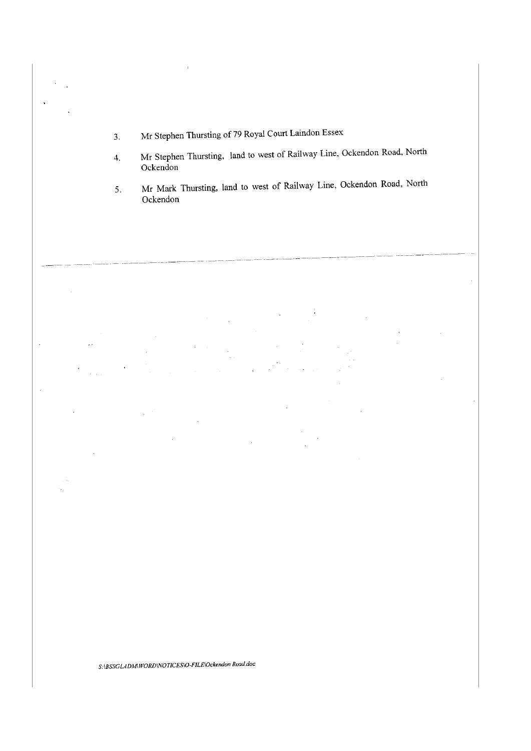3. Mr Stephen Thursting of 79 Royal Court Laindon Essex

4. Mr Stephen Thursting, land to west of Railway Line, Ockendon Road, North Ockendon

5. Mr Mark Thursting, land to west of Railway Line, Ockendon Road, North Ockendon

---

*S:\BSSGLADM\WORD\NOTICES\O-FILE\Ockendon Road.doc*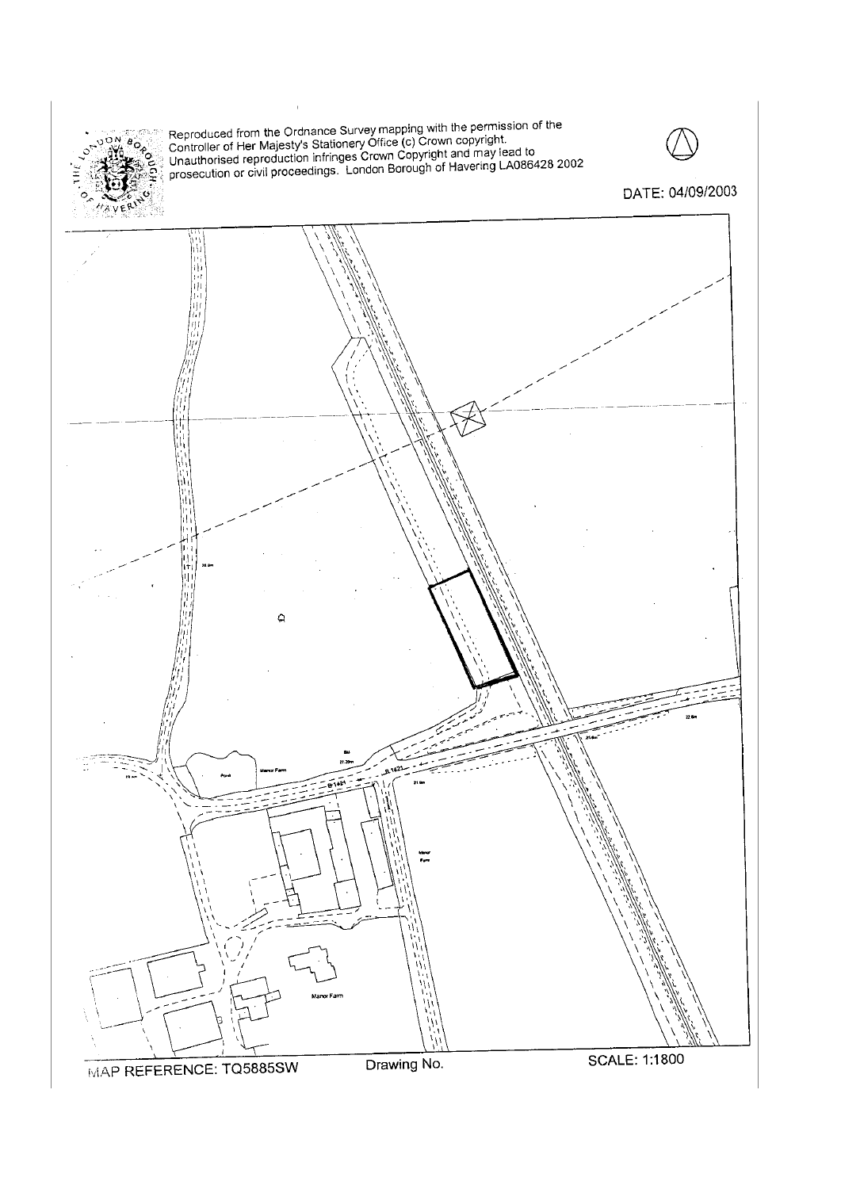Reproduced from the Ordnance Survey mapping with the permission of the Controller of Her Majesty's Stationery Office (c) Crown copyright. Unauthorised reproduction infringes Crown Copyright and may lead to prosecution or civil proceedings. London Borough of Havering LA086428 2002

DATE: 04/09/2003

Pond

Manor Farm

B1421

21.3m

Manor Farm

Manor Farm

MAP REFERENCE: TQ5885SW

Drawing No.

SCALE: 1:1800